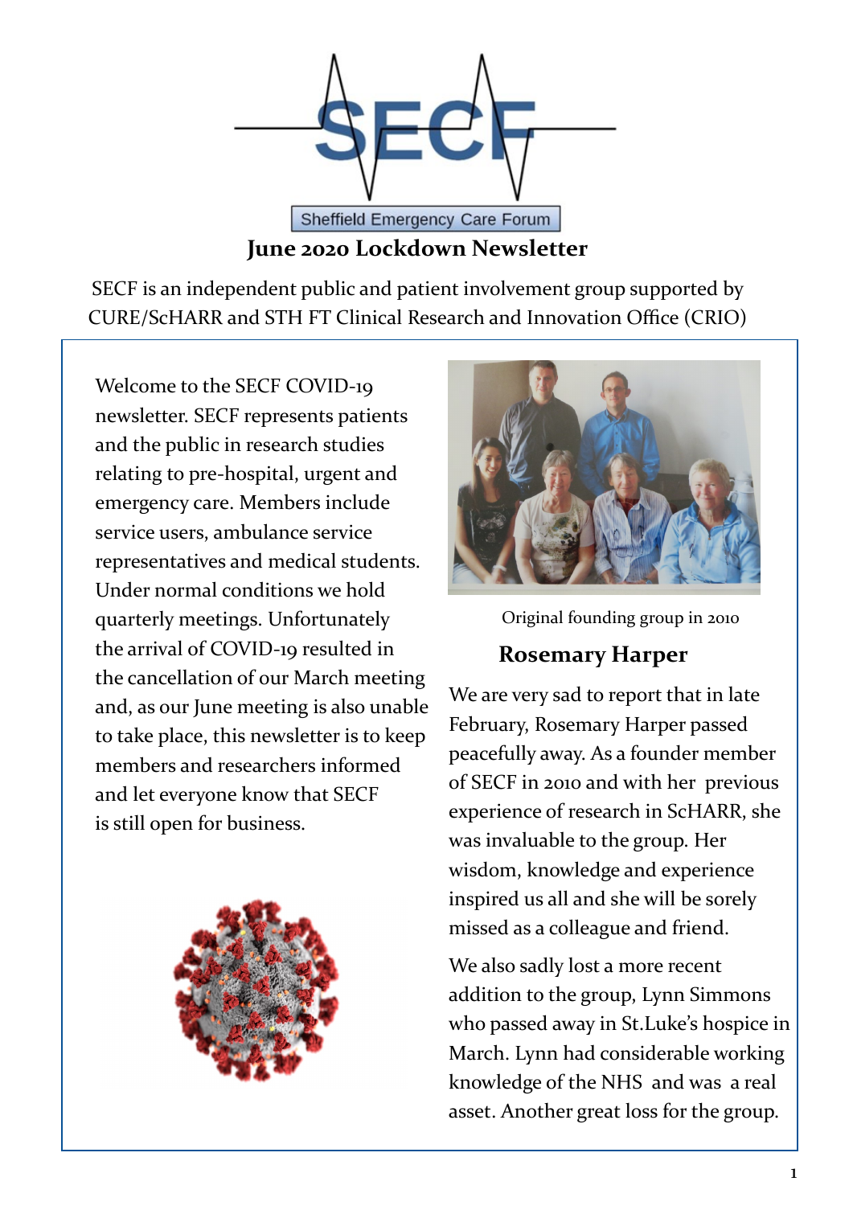SECF

Sheffield Emergency Care Forum

# June 2020 Lockdown Newsletter

SECF is an independent public and patient involvement group supported by CURE/ScHARR and STH FT Clinical Research and Innovation Office (CRIO)

Welcome to the SECF COVID-19 newsletter. SECF represents patients and the public in research studies relating to pre-hospital, urgent and emergency care. Members include service users, ambulance service representatives and medical students. Under normal conditions we hold quarterly meetings. Unfortunately the arrival of COVID-19 resulted in the cancellation of our March meeting and, as our June meeting is also unable to take place, this newsletter is to keep members and researchers informed and let everyone know that SECF is still open for business.

Original founding group in 2010

## Rosemary Harper

We are very sad to report that in late February, Rosemary Harper passed peacefully away. As a founder member of SECF in 2010 and with her previous experience of research in ScHARR, she was invaluable to the group. Her wisdom, knowledge and experience inspired us all and she will be sorely missed as a colleague and friend.

We also sadly lost a more recent addition to the group, Lynn Simmons who passed away in St.Luke's hospice in March. Lynn had considerable working knowledge of the NHS and was a real asset. Another great loss for the group.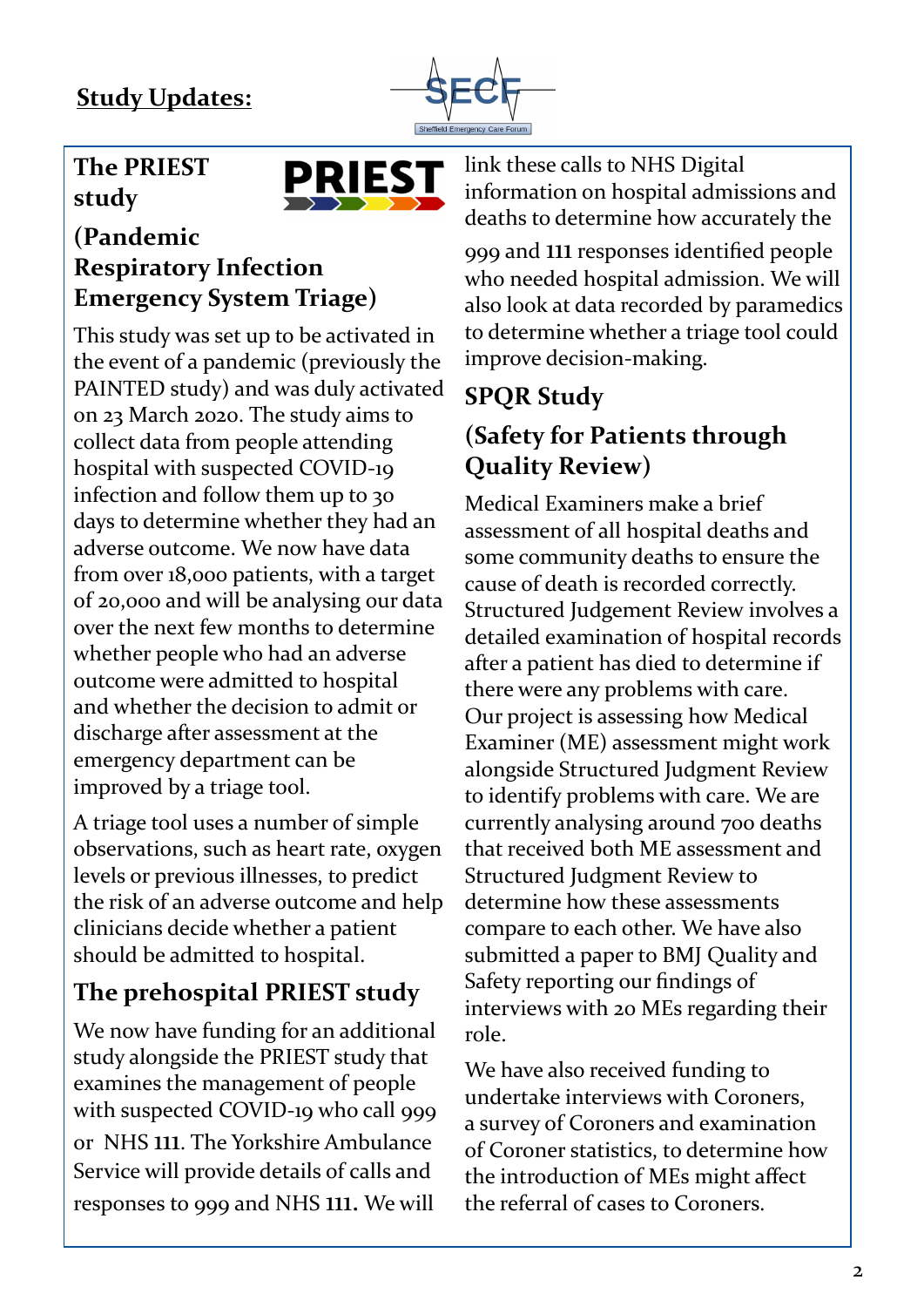# Study Updates:

## The PRIEST study

## (Pandemic Respiratory Infection Emergency System Triage)

This study was set up to be activated in the event of a pandemic (previously the PAINTED study) and was duly activated on 23 March 2020. The study aims to collect data from people attending hospital with suspected COVID-19 infection and follow them up to 30 days to determine whether they had an adverse outcome. We now have data from over 18,000 patients, with a target of 20,000 and will be analysing our data over the next few months to determine whether people who had an adverse outcome were admitted to hospital and whether the decision to admit or discharge after assessment at the emergency department can be improved by a triage tool.

A triage tool uses a number of simple observations, such as heart rate, oxygen levels or previous illnesses, to predict the risk of an adverse outcome and help clinicians decide whether a patient should be admitted to hospital.

## The prehospital PRIEST study

We now have funding for an additional study alongside the PRIEST study that examines the management of people with suspected COVID-19 who call 999 or NHS 111. The Yorkshire Ambulance Service will provide details of calls and responses to 999 and NHS 111. We will link these calls to NHS Digital information on hospital admissions and deaths to determine how accurately the 999 and 111 responses identified people who needed hospital admission. We will also look at data recorded by paramedics to determine whether a triage tool could improve decision-making.

## SPQR Study

## (Safety for Patients through Quality Review)

Medical Examiners make a brief assessment of all hospital deaths and some community deaths to ensure the cause of death is recorded correctly. Structured Judgement Review involves a detailed examination of hospital records after a patient has died to determine if there were any problems with care. Our project is assessing how Medical Examiner (ME) assessment might work alongside Structured Judgment Review to identify problems with care. We are currently analysing around 700 deaths that received both ME assessment and Structured Judgment Review to determine how these assessments compare to each other. We have also submitted a paper to BMJ Quality and Safety reporting our findings of interviews with 20 MEs regarding their role.

We have also received funding to undertake interviews with Coroners, a survey of Coroners and examination of Coroner statistics, to determine how the introduction of MEs might affect the referral of cases to Coroners.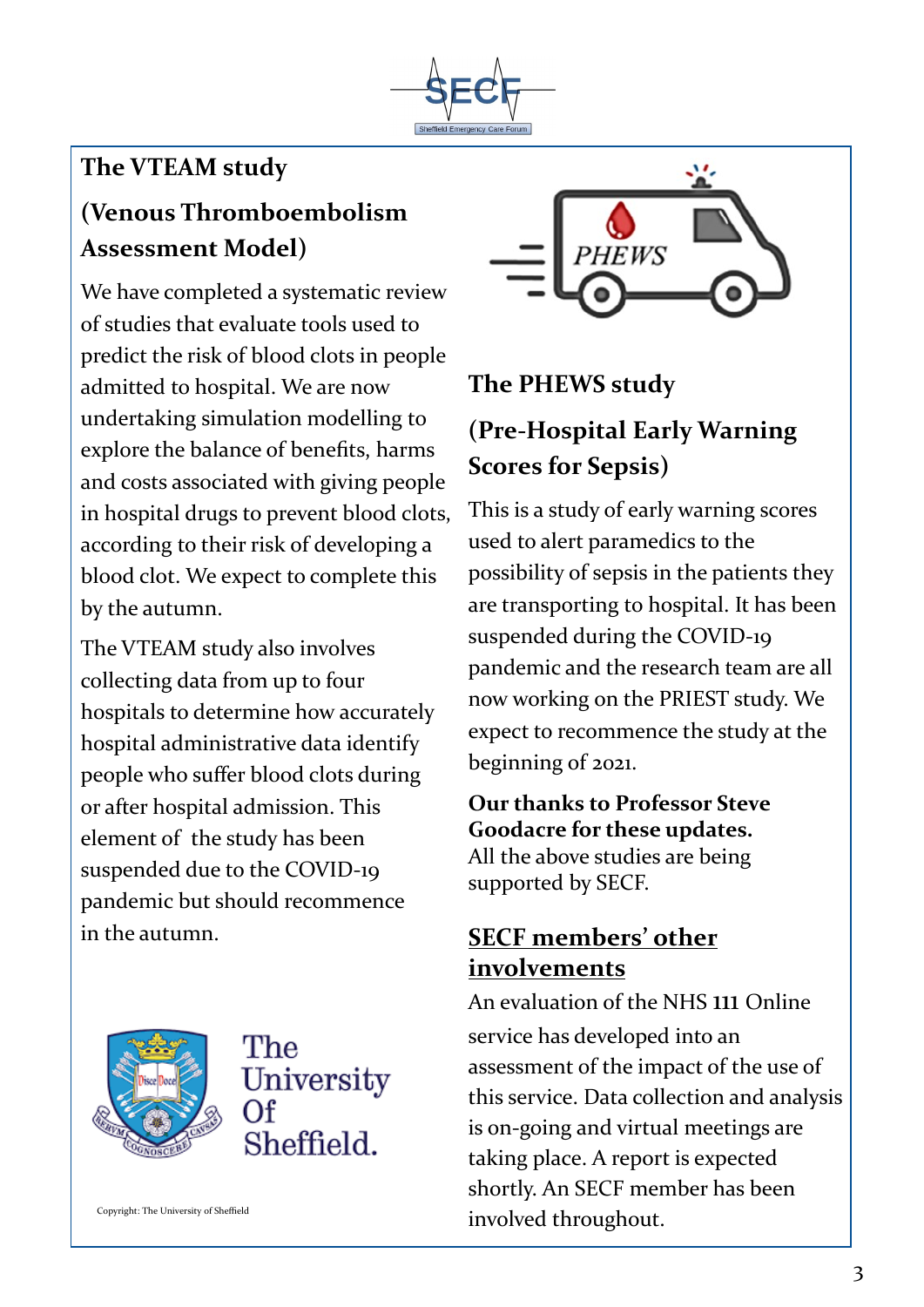## The VTEAM study

## (Venous Thromboembolism Assessment Model)

We have completed a systematic review of studies that evaluate tools used to predict the risk of blood clots in people admitted to hospital. We are now undertaking simulation modelling to explore the balance of benefits, harms and costs associated with giving people in hospital drugs to prevent blood clots, according to their risk of developing a blood clot. We expect to complete this by the autumn.

The VTEAM study also involves collecting data from up to four hospitals to determine how accurately hospital administrative data identify people who suffer blood clots during or after hospital admission. This element of the study has been suspended due to the COVID-19 pandemic but should recommence in the autumn.

Copyright: The University of Sheffield

## The PHEWS study

## (Pre-Hospital Early Warning Scores for Sepsis)

This is a study of early warning scores used to alert paramedics to the possibility of sepsis in the patients they are transporting to hospital. It has been suspended during the COVID-19 pandemic and the research team are all now working on the PRIEST study. We expect to recommence the study at the beginning of 2021.

**Our thanks to Professor Steve Goodacre for these updates.**
All the above studies are being supported by SECF.

## SECF members' other involvements

An evaluation of the NHS 111 Online service has developed into an assessment of the impact of the use of this service. Data collection and analysis is on-going and virtual meetings are taking place. A report is expected shortly. An SECF member has been involved throughout.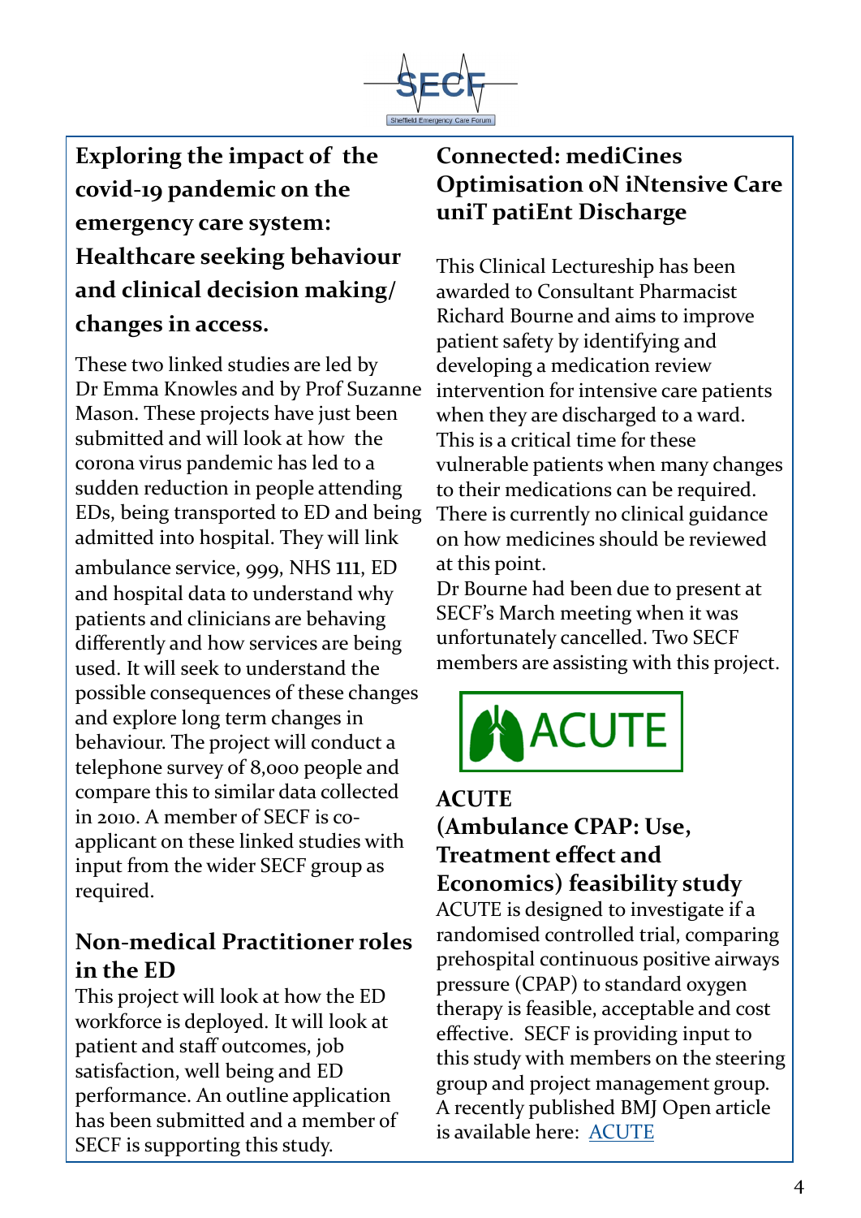## Exploring the impact of the covid-19 pandemic on the emergency care system: Healthcare seeking behaviour and clinical decision making/ changes in access.

These two linked studies are led by Dr Emma Knowles and by Prof Suzanne Mason. These projects have just been submitted and will look at how the corona virus pandemic has led to a sudden reduction in people attending EDs, being transported to ED and being admitted into hospital. They will link ambulance service, 999, NHS 111, ED and hospital data to understand why patients and clinicians are behaving differently and how services are being used. It will seek to understand the possible consequences of these changes and explore long term changes in behaviour. The project will conduct a telephone survey of 8,000 people and compare this to similar data collected in 2010. A member of SECF is co-applicant on these linked studies with input from the wider SECF group as required.

## Non-medical Practitioner roles in the ED

This project will look at how the ED workforce is deployed. It will look at patient and staff outcomes, job satisfaction, well being and ED performance. An outline application has been submitted and a member of SECF is supporting this study.

## Connected: mediCines Optimisation oN iNtensive Care uniT patiEnt Discharge

This Clinical Lectureship has been awarded to Consultant Pharmacist Richard Bourne and aims to improve patient safety by identifying and developing a medication review intervention for intensive care patients when they are discharged to a ward. This is a critical time for these vulnerable patients when many changes to their medications can be required. There is currently no clinical guidance on how medicines should be reviewed at this point.

Dr Bourne had been due to present at SECF's March meeting when it was unfortunately cancelled. Two SECF members are assisting with this project.

ACUTE

## ACUTE (Ambulance CPAP: Use, Treatment effect and Economics) feasibility study

ACUTE is designed to investigate if a randomised controlled trial, comparing prehospital continuous positive airways pressure (CPAP) to standard oxygen therapy is feasible, acceptable and cost effective. SECF is providing input to this study with members on the steering group and project management group. A recently published BMJ Open article is available here: ACUTE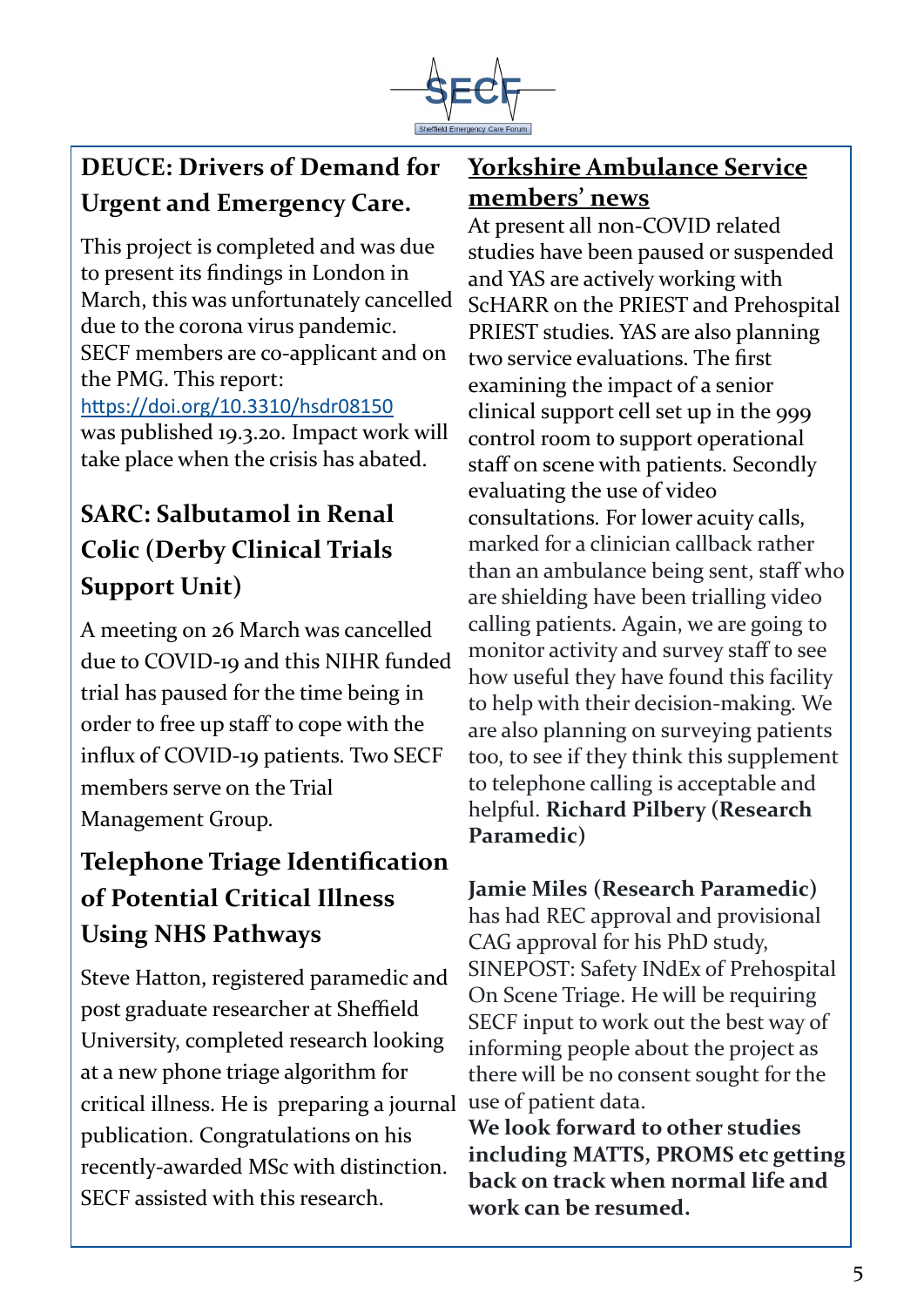## DEUCE: Drivers of Demand for Urgent and Emergency Care.

This project is completed and was due to present its findings in London in March, this was unfortunately cancelled due to the corona virus pandemic. SECF members are co-applicant and on the PMG. This report: https://doi.org/10.3310/hsdr08150 was published 19.3.20. Impact work will take place when the crisis has abated.

## SARC: Salbutamol in Renal Colic (Derby Clinical Trials Support Unit)

A meeting on 26 March was cancelled due to COVID-19 and this NIHR funded trial has paused for the time being in order to free up staff to cope with the influx of COVID-19 patients. Two SECF members serve on the Trial Management Group.

## Telephone Triage Identification of Potential Critical Illness Using NHS Pathways

Steve Hatton, registered paramedic and post graduate researcher at Sheffield University, completed research looking at a new phone triage algorithm for critical illness. He is preparing a journal publication. Congratulations on his recently-awarded MSc with distinction. SECF assisted with this research.

## Yorkshire Ambulance Service members' news

At present all non-COVID related studies have been paused or suspended and YAS are actively working with ScHARR on the PRIEST and Prehospital PRIEST studies. YAS are also planning two service evaluations. The first examining the impact of a senior clinical support cell set up in the 999 control room to support operational staff on scene with patients. Secondly evaluating the use of video consultations. For lower acuity calls, marked for a clinician callback rather than an ambulance being sent, staff who are shielding have been trialling video calling patients. Again, we are going to monitor activity and survey staff to see how useful they have found this facility to help with their decision-making. We are also planning on surveying patients too, to see if they think this supplement to telephone calling is acceptable and helpful. **Richard Pilbery (Research Paramedic)**

**Jamie Miles (Research Paramedic)** has had REC approval and provisional CAG approval for his PhD study, SINEPOST: Safety INdEx of Prehospital On Scene Triage. He will be requiring SECF input to work out the best way of informing people about the project as there will be no consent sought for the use of patient data.

**We look forward to other studies including MATTS, PROMS etc getting back on track when normal life and work can be resumed.**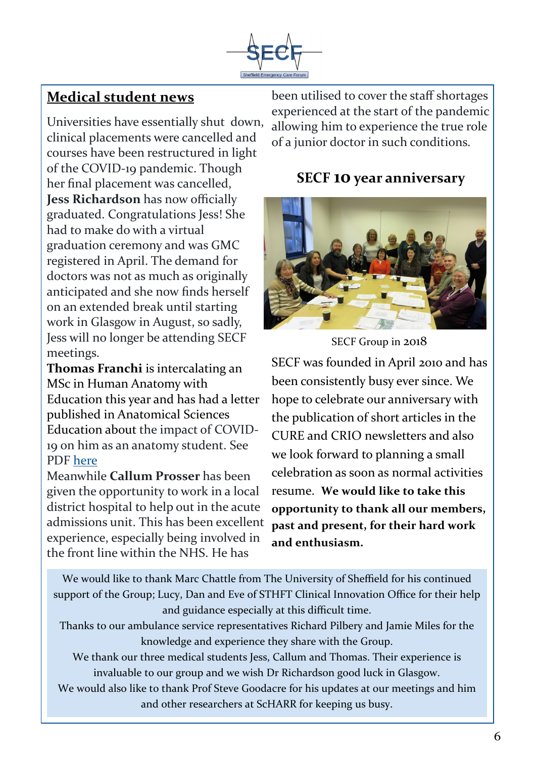## Medical student news

Universities have essentially shut down, clinical placements were cancelled and courses have been restructured in light of the COVID-19 pandemic. Though her final placement was cancelled, **Jess Richardson** has now officially graduated. Congratulations Jess! She had to make do with a virtual graduation ceremony and was GMC registered in April. The demand for doctors was not as much as originally anticipated and she now finds herself on an extended break until starting work in Glasgow in August, so sadly, Jess will no longer be attending SECF meetings.

**Thomas Franchi** is intercalating an MSc in Human Anatomy with Education this year and has had a letter published in Anatomical Sciences Education about the impact of COVID-19 on him as an anatomy student. See PDF here

Meanwhile **Callum Prosser** has been given the opportunity to work in a local district hospital to help out in the acute admissions unit. This has been excellent experience, especially being involved in the front line within the NHS. He has been utilised to cover the staff shortages experienced at the start of the pandemic allowing him to experience the true role of a junior doctor in such conditions.

## SECF 10 year anniversary

SECF Group in 2018

SECF was founded in April 2010 and has been consistently busy ever since. We hope to celebrate our anniversary with the publication of short articles in the CURE and CRIO newsletters and also we look forward to planning a small celebration as soon as normal activities resume. **We would like to take this opportunity to thank all our members, past and present, for their hard work and enthusiasm.**

We would like to thank Marc Chattle from The University of Sheffield for his continued support of the Group; Lucy, Dan and Eve of STHFT Clinical Innovation Office for their help and guidance especially at this difficult time.

Thanks to our ambulance service representatives Richard Pilbery and Jamie Miles for the knowledge and experience they share with the Group.

We thank our three medical students Jess, Callum and Thomas. Their experience is invaluable to our group and we wish Dr Richardson good luck in Glasgow.

We would also like to thank Prof Steve Goodacre for his updates at our meetings and him and other researchers at ScHARR for keeping us busy.